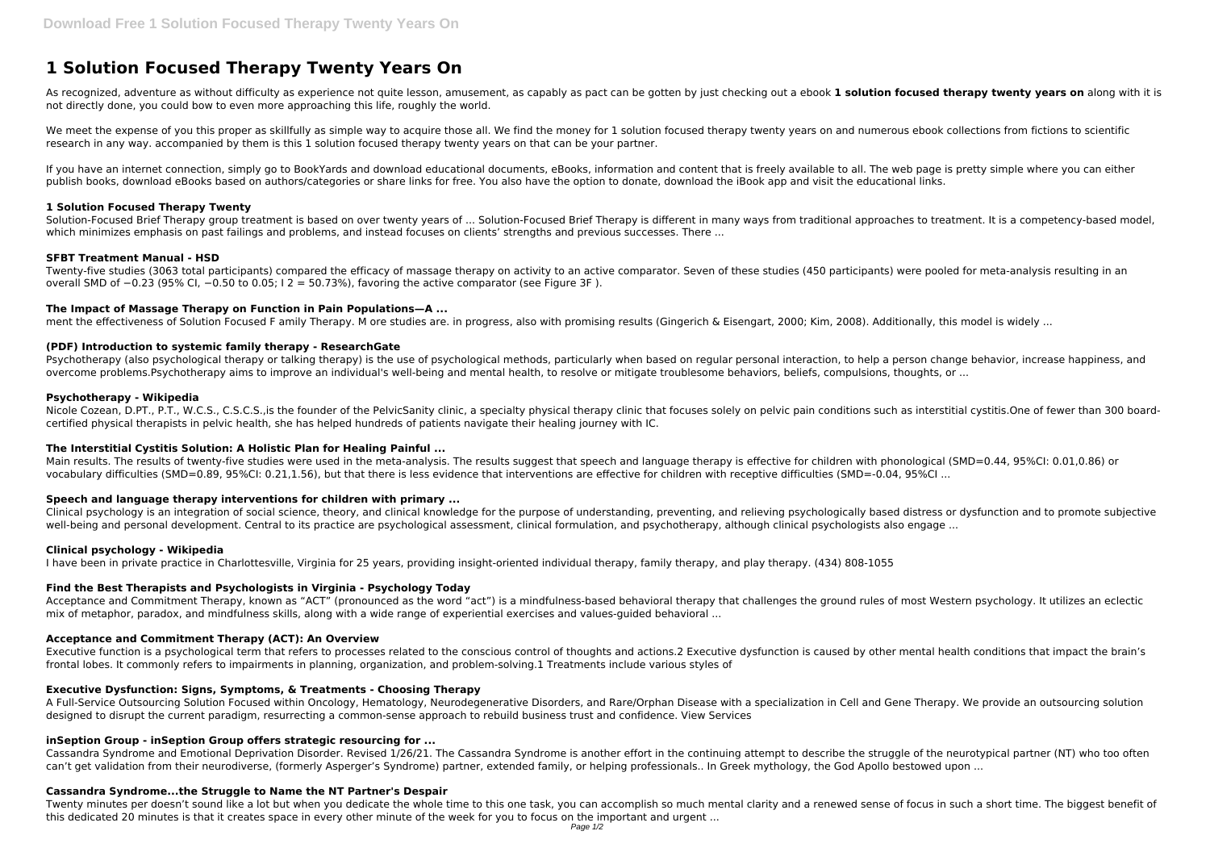# 1 Solution Focused Therapy Twenty Years On

As recognized, adventure as without difficulty as experience not quite lesson, amusement, as capably as pact can be gotten by just checking out a ebook **1 solution focused therapy twenty years on** along with it is not directly done, you could bow to even more approaching this life, roughly the world.

We meet the expense of you this proper as skillfully as simple way to acquire those all. We find the money for 1 solution focused therapy twenty years on and numerous ebook collections from fictions to scientific research in any way. accompanied by them is this 1 solution focused therapy twenty years on that can be your partner.

If you have an internet connection, simply go to BookYards and download educational documents, eBooks, information and content that is freely available to all. The web page is pretty simple where you can either publish books, download eBooks based on authors/categories or share links for free. You also have the option to donate, download the iBook app and visit the educational links.

### 1 Solution Focused Therapy Twenty

Solution-Focused Brief Therapy group treatment is based on over twenty years of ... Solution-Focused Brief Therapy is different in many ways from traditional approaches to treatment. It is a competency-based model, which minimizes emphasis on past failings and problems, and instead focuses on clients' strengths and previous successes. There ...

### SFBT Treatment Manual - HSD

Twenty-five studies (3063 total participants) compared the efficacy of massage therapy on activity to an active comparator. Seven of these studies (450 participants) were pooled for meta-analysis resulting in an overall SMD of −0.23 (95% CI, −0.50 to 0.05; I 2 = 50.73%), favoring the active comparator (see Figure 3F ).

### The Impact of Massage Therapy on Function in Pain Populations—A ...

ment the effectiveness of Solution Focused F amily Therapy. M ore studies are. in progress, also with promising results (Gingerich & Eisengart, 2000; Kim, 2008). Additionally, this model is widely ...

### (PDF) Introduction to systemic family therapy - ResearchGate

Psychotherapy (also psychological therapy or talking therapy) is the use of psychological methods, particularly when based on regular personal interaction, to help a person change behavior, increase happiness, and overcome problems.Psychotherapy aims to improve an individual's well-being and mental health, to resolve or mitigate troublesome behaviors, beliefs, compulsions, thoughts, or ...

### Psychotherapy - Wikipedia

Nicole Cozean, D.PT., P.T., W.C.S., C.S.C.S.,is the founder of the PelvicSanity clinic, a specialty physical therapy clinic that focuses solely on pelvic pain conditions such as interstitial cystitis.One of fewer than 300 board-certified physical therapists in pelvic health, she has helped hundreds of patients navigate their healing journey with IC.

### The Interstitial Cystitis Solution: A Holistic Plan for Healing Painful ...

Main results. The results of twenty-five studies were used in the meta-analysis. The results suggest that speech and language therapy is effective for children with phonological (SMD=0.44, 95%CI: 0.01,0.86) or vocabulary difficulties (SMD=0.89, 95%CI: 0.21,1.56), but that there is less evidence that interventions are effective for children with receptive difficulties (SMD=-0.04, 95%CI ...

### Speech and language therapy interventions for children with primary ...

Clinical psychology is an integration of social science, theory, and clinical knowledge for the purpose of understanding, preventing, and relieving psychologically based distress or dysfunction and to promote subjective well-being and personal development. Central to its practice are psychological assessment, clinical formulation, and psychotherapy, although clinical psychologists also engage ...

### Clinical psychology - Wikipedia

I have been in private practice in Charlottesville, Virginia for 25 years, providing insight-oriented individual therapy, family therapy, and play therapy. (434) 808-1055

### Find the Best Therapists and Psychologists in Virginia - Psychology Today

Acceptance and Commitment Therapy, known as "ACT" (pronounced as the word "act") is a mindfulness-based behavioral therapy that challenges the ground rules of most Western psychology. It utilizes an eclectic mix of metaphor, paradox, and mindfulness skills, along with a wide range of experiential exercises and values-guided behavioral ...

### Acceptance and Commitment Therapy (ACT): An Overview

Executive function is a psychological term that refers to processes related to the conscious control of thoughts and actions.2 Executive dysfunction is caused by other mental health conditions that impact the brain's frontal lobes. It commonly refers to impairments in planning, organization, and problem-solving.1 Treatments include various styles of

### Executive Dysfunction: Signs, Symptoms, & Treatments - Choosing Therapy

A Full-Service Outsourcing Solution Focused within Oncology, Hematology, Neurodegenerative Disorders, and Rare/Orphan Disease with a specialization in Cell and Gene Therapy. We provide an outsourcing solution designed to disrupt the current paradigm, resurrecting a common-sense approach to rebuild business trust and confidence. View Services

### inSeption Group - inSeption Group offers strategic resourcing for ...

Cassandra Syndrome and Emotional Deprivation Disorder. Revised 1/26/21. The Cassandra Syndrome is another effort in the continuing attempt to describe the struggle of the neurotypical partner (NT) who too often can't get validation from their neurodiverse, (formerly Asperger's Syndrome) partner, extended family, or helping professionals.. In Greek mythology, the God Apollo bestowed upon ...

### Cassandra Syndrome...the Struggle to Name the NT Partner's Despair

Twenty minutes per doesn't sound like a lot but when you dedicate the whole time to this one task, you can accomplish so much mental clarity and a renewed sense of focus in such a short time. The biggest benefit of this dedicated 20 minutes is that it creates space in every other minute of the week for you to focus on the important and urgent ...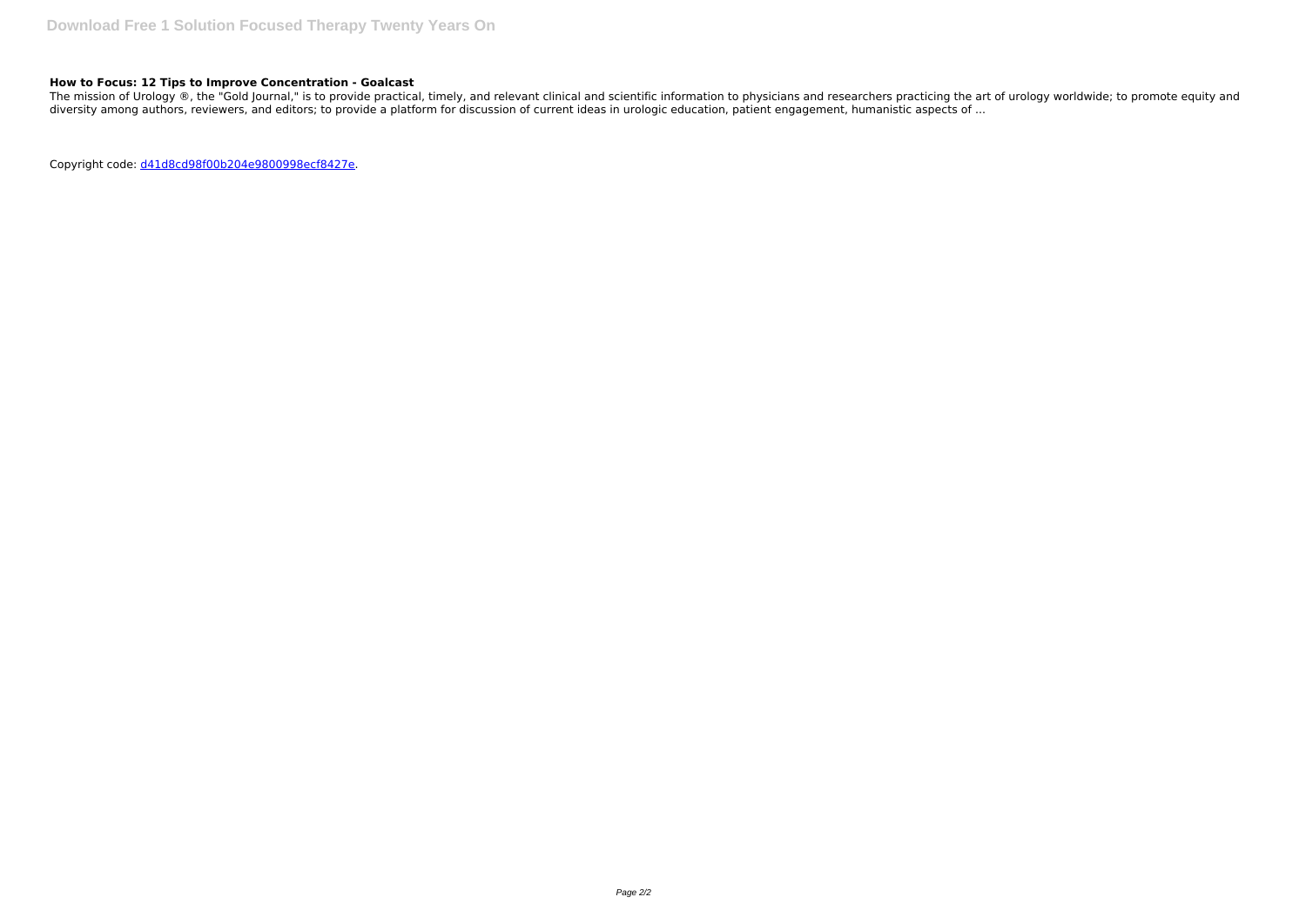**How to Focus: 12 Tips to Improve Concentration - Goalcast**

The mission of Urology ®, the "Gold Journal," is to provide practical, timely, and relevant clinical and scientific information to physicians and researchers practicing the art of urology worldwide; to promote equity and diversity among authors, reviewers, and editors; to provide a platform for discussion of current ideas in urologic education, patient engagement, humanistic aspects of ...

Copyright code: d41d8cd98f00b204e9800998ecf8427e.